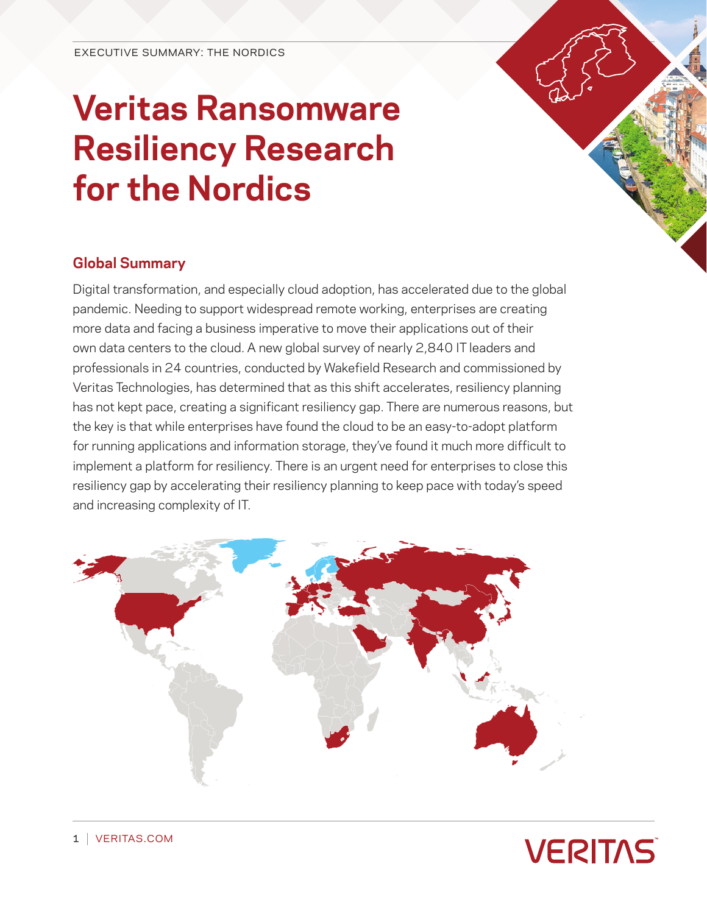EXECUTIVE SUMMARY: THE NORDICS

# Veritas Ransomware Resiliency Research for the Nordics

## Global Summary

Digital transformation, and especially cloud adoption, has accelerated due to the global pandemic. Needing to support widespread remote working, enterprises are creating more data and facing a business imperative to move their applications out of their own data centers to the cloud. A new global survey of nearly 2,840 IT leaders and professionals in 24 countries, conducted by Wakefield Research and commissioned by Veritas Technologies, has determined that as this shift accelerates, resiliency planning has not kept pace, creating a significant resiliency gap. There are numerous reasons, but the key is that while enterprises have found the cloud to be an easy-to-adopt platform for running applications and information storage, they've found it much more difficult to implement a platform for resiliency. There is an urgent need for enterprises to close this resiliency gap by accelerating their resiliency planning to keep pace with today's speed and increasing complexity of IT.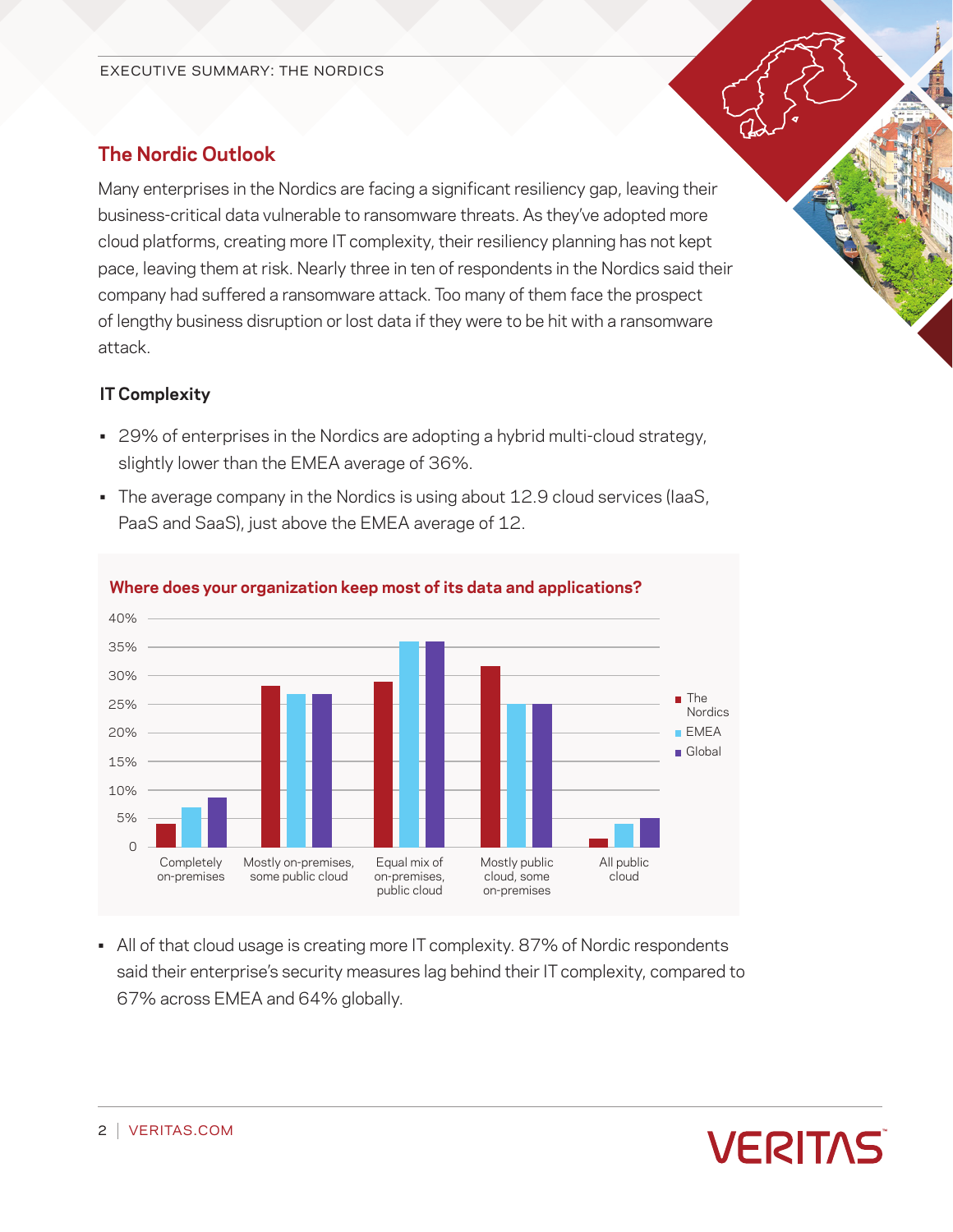## The Nordic Outlook

Many enterprises in the Nordics are facing a significant resiliency gap, leaving their business-critical data vulnerable to ransomware threats. As they've adopted more cloud platforms, creating more IT complexity, their resiliency planning has not kept pace, leaving them at risk. Nearly three in ten of respondents in the Nordics said their company had suffered a ransomware attack. Too many of them face the prospect of lengthy business disruption or lost data if they were to be hit with a ransomware attack.

### IT Complexity

- 29% of enterprises in the Nordics are adopting a hybrid multi-cloud strategy, slightly lower than the EMEA average of 36%.
- The average company in the Nordics is using about 12.9 cloud services (IaaS, PaaS and SaaS), just above the EMEA average of 12.

**Where does your organization keep most of its data and applications?**

| | The Nordics | EMEA | Global |
|---|---|---|---|
| Completely on-premises | ~4% | ~7% | ~9% |
| Mostly on-premises, some public cloud | ~28% | ~27% | ~27% |
| Equal mix of on-premises, public cloud | ~29% | ~36% | ~36% |
| Mostly public cloud, some on-premises | ~32% | ~25% | ~25% |
| All public cloud | ~1% | ~4% | ~5% |

- All of that cloud usage is creating more IT complexity. 87% of Nordic respondents said their enterprise's security measures lag behind their IT complexity, compared to 67% across EMEA and 64% globally.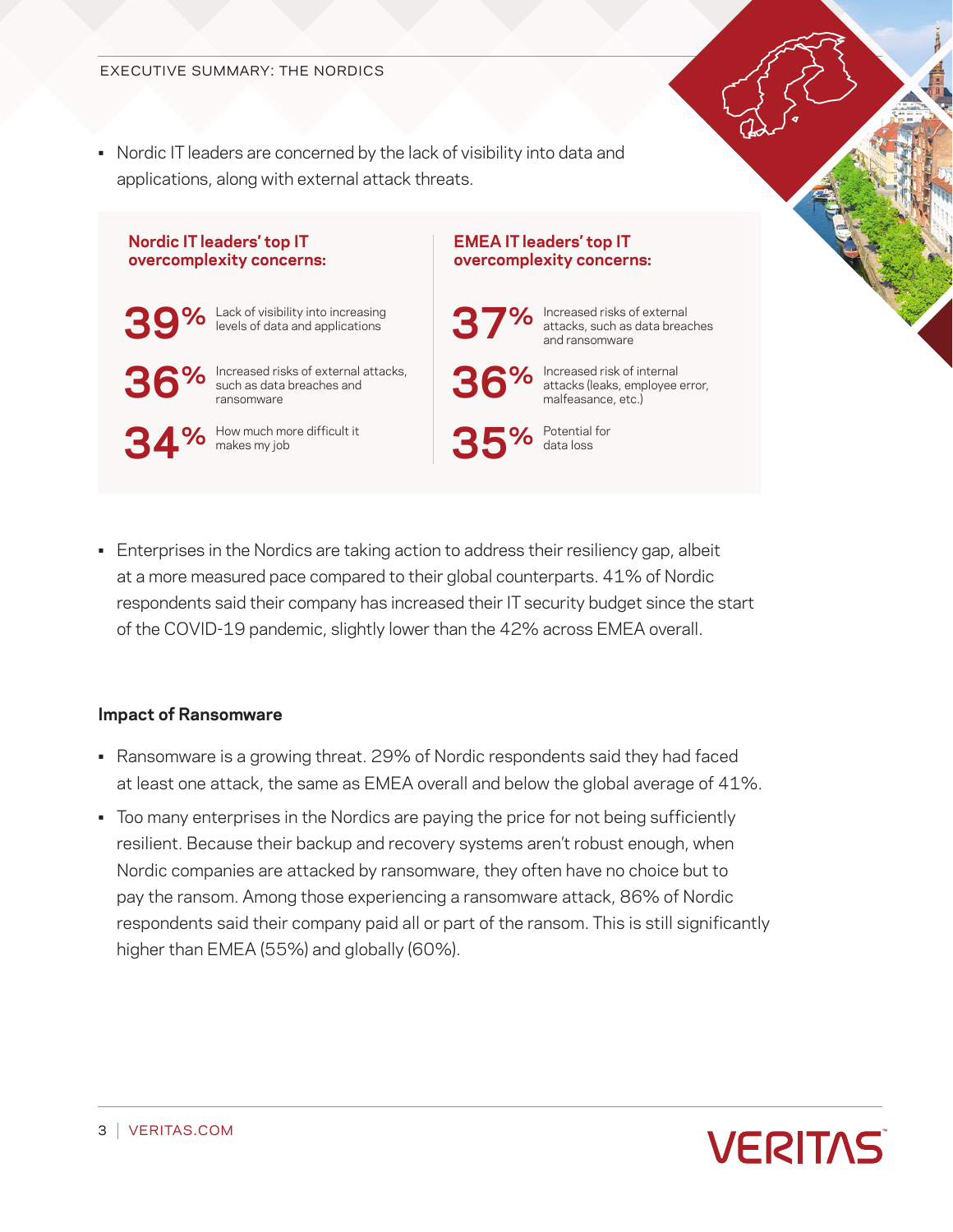EXECUTIVE SUMMARY: THE NORDICS

- Nordic IT leaders are concerned by the lack of visibility into data and applications, along with external attack threats.

**Nordic IT leaders' top IT overcomplexity concerns:**

**39%** Lack of visibility into increasing levels of data and applications

**36%** Increased risks of external attacks, such as data breaches and ransomware

**34%** How much more difficult it makes my job

**EMEA IT leaders' top IT overcomplexity concerns:**

**37%** Increased risks of external attacks, such as data breaches and ransomware

**36%** Increased risk of internal attacks (leaks, employee error, malfeasance, etc.)

**35%** Potential for data loss

- Enterprises in the Nordics are taking action to address their resiliency gap, albeit at a more measured pace compared to their global counterparts. 41% of Nordic respondents said their company has increased their IT security budget since the start of the COVID-19 pandemic, slightly lower than the 42% across EMEA overall.

### Impact of Ransomware

- Ransomware is a growing threat. 29% of Nordic respondents said they had faced at least one attack, the same as EMEA overall and below the global average of 41%.
- Too many enterprises in the Nordics are paying the price for not being sufficiently resilient. Because their backup and recovery systems aren't robust enough, when Nordic companies are attacked by ransomware, they often have no choice but to pay the ransom. Among those experiencing a ransomware attack, 86% of Nordic respondents said their company paid all or part of the ransom. This is still significantly higher than EMEA (55%) and globally (60%).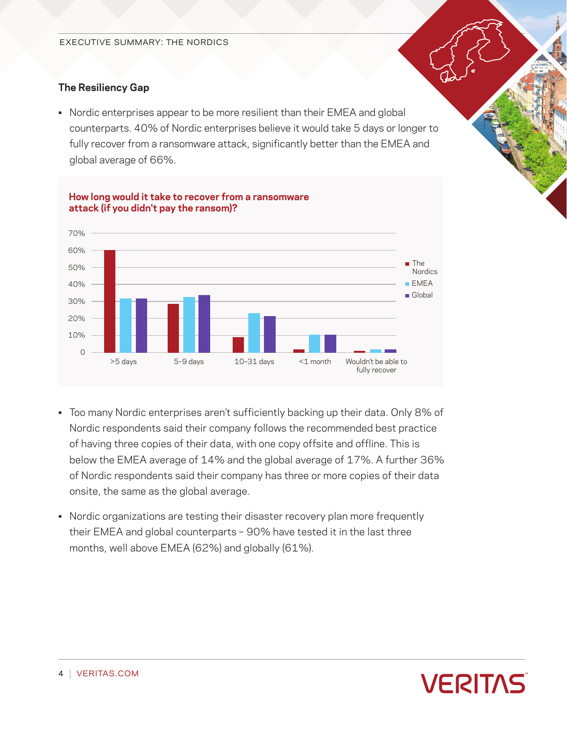## The Resiliency Gap

- Nordic enterprises appear to be more resilient than their EMEA and global counterparts. 40% of Nordic enterprises believe it would take 5 days or longer to fully recover from a ransomware attack, significantly better than the EMEA and global average of 66%.

**How long would it take to recover from a ransomware attack (if you didn't pay the ransom)?**

- Too many Nordic enterprises aren't sufficiently backing up their data. Only 8% of Nordic respondents said their company follows the recommended best practice of having three copies of their data, with one copy offsite and offline. This is below the EMEA average of 14% and the global average of 17%. A further 36% of Nordic respondents said their company has three or more copies of their data onsite, the same as the global average.

- Nordic organizations are testing their disaster recovery plan more frequently their EMEA and global counterparts – 90% have tested it in the last three months, well above EMEA (62%) and globally (61%).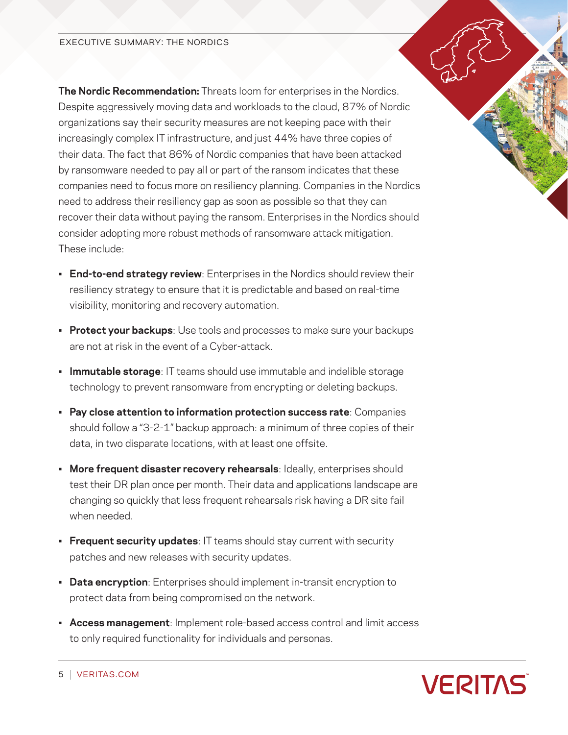**The Nordic Recommendation:** Threats loom for enterprises in the Nordics. Despite aggressively moving data and workloads to the cloud, 87% of Nordic organizations say their security measures are not keeping pace with their increasingly complex IT infrastructure, and just 44% have three copies of their data. The fact that 86% of Nordic companies that have been attacked by ransomware needed to pay all or part of the ransom indicates that these companies need to focus more on resiliency planning. Companies in the Nordics need to address their resiliency gap as soon as possible so that they can recover their data without paying the ransom. Enterprises in the Nordics should consider adopting more robust methods of ransomware attack mitigation. These include:

- **End-to-end strategy review**: Enterprises in the Nordics should review their resiliency strategy to ensure that it is predictable and based on real-time visibility, monitoring and recovery automation.
- **Protect your backups**: Use tools and processes to make sure your backups are not at risk in the event of a Cyber-attack.
- **Immutable storage**: IT teams should use immutable and indelible storage technology to prevent ransomware from encrypting or deleting backups.
- **Pay close attention to information protection success rate**: Companies should follow a "3-2-1" backup approach: a minimum of three copies of their data, in two disparate locations, with at least one offsite.
- **More frequent disaster recovery rehearsals**: Ideally, enterprises should test their DR plan once per month. Their data and applications landscape are changing so quickly that less frequent rehearsals risk having a DR site fail when needed.
- **Frequent security updates**: IT teams should stay current with security patches and new releases with security updates.
- **Data encryption**: Enterprises should implement in-transit encryption to protect data from being compromised on the network.
- **Access management**: Implement role-based access control and limit access to only required functionality for individuals and personas.